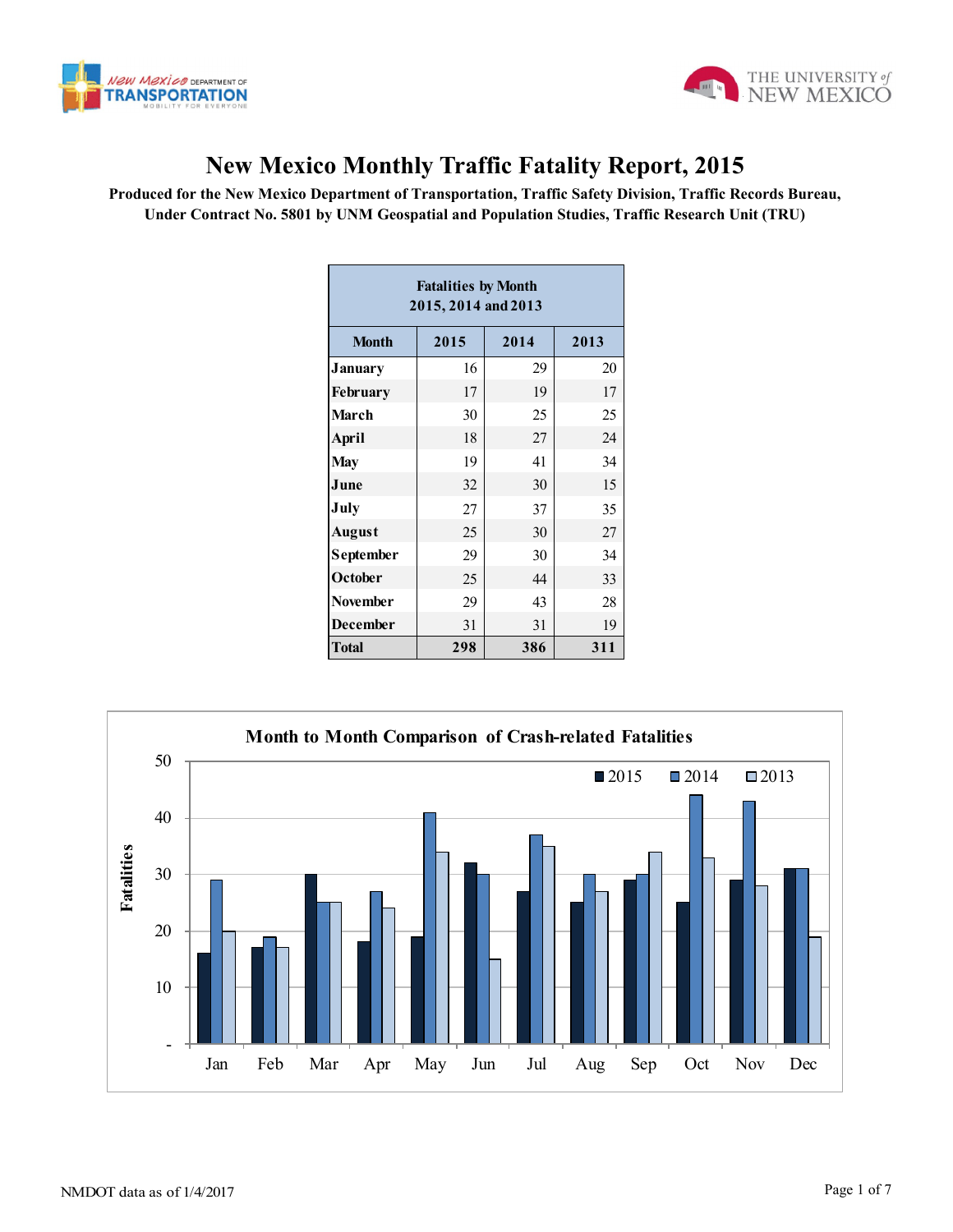# New Mexico Monthly Traffic Fatality Report, 2015

**Produced for the New Mexico Department of Transportation, Traffic Safety Division, Traffic Records Bureau, Under Contract No. 5801 by UNM Geospatial and Population Studies, Traffic Research Unit (TRU)**

| Fatalities by Month 2015, 2014 and 2013 | | | |
|---|---|---|---|
| **Month** | **2015** | **2014** | **2013** |
| January | 16 | 29 | 20 |
| February | 17 | 19 | 17 |
| March | 30 | 25 | 25 |
| April | 18 | 27 | 24 |
| May | 19 | 41 | 34 |
| June | 32 | 30 | 15 |
| July | 27 | 37 | 35 |
| August | 25 | 30 | 27 |
| September | 29 | 30 | 34 |
| October | 25 | 44 | 33 |
| November | 29 | 43 | 28 |
| December | 31 | 31 | 19 |
| **Total** | **298** | **386** | **311** |

**Month to Month Comparison of Crash-related Fatalities**

| Month | 2015 | 2014 | 2013 |
|---|---|---|---|
| Jan | 16 | 29 | 20 |
| Feb | 17 | 19 | 17 |
| Mar | 30 | 25 | 25 |
| Apr | 18 | 27 | 24 |
| May | 19 | 41 | 34 |
| Jun | 32 | 30 | 15 |
| Jul | 27 | 37 | 35 |
| Aug | 25 | 30 | 27 |
| Sep | 29 | 30 | 34 |
| Oct | 25 | 44 | 33 |
| Nov | 29 | 43 | 28 |
| Dec | 31 | 31 | 19 |

NMDOT data as of 1/4/2017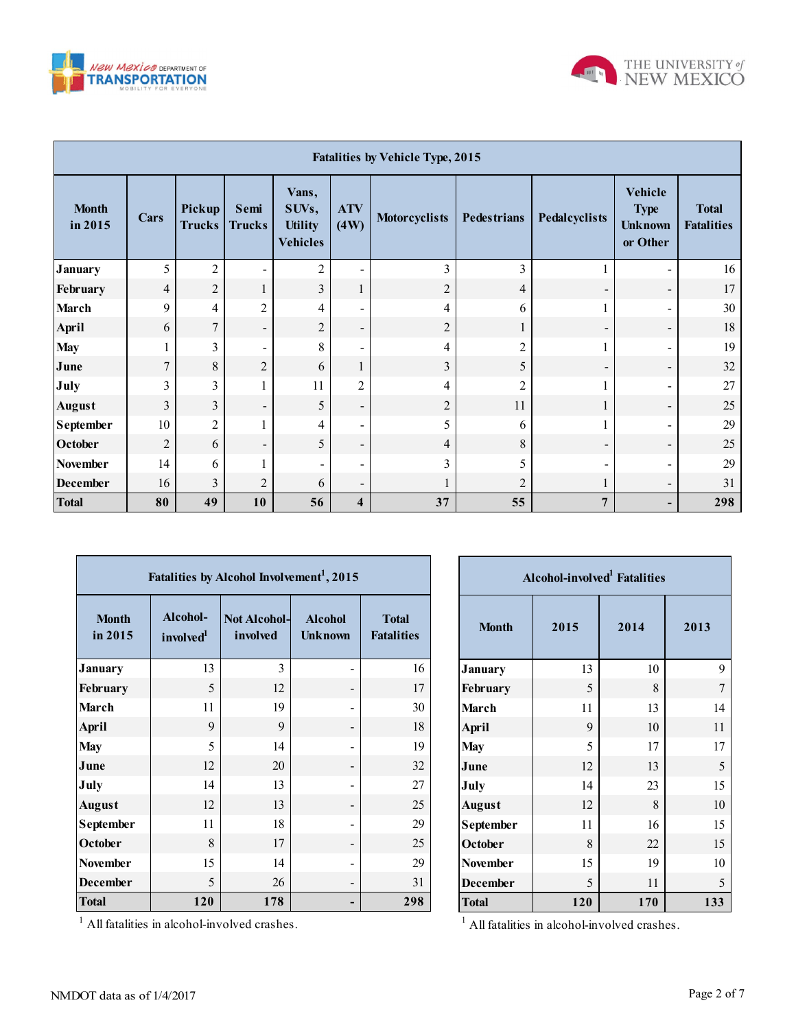| Fatalities by Vehicle Type, 2015 | | | | | | | | | | |
|---|---|---|---|---|---|---|---|---|---|---|
| Month in 2015 | Cars | Pickup Trucks | Semi Trucks | Vans, SUVs, Utility Vehicles | ATV (4W) | Motorcyclists | Pedestrians | Pedalcyclists | Vehicle Type Unknown or Other | Total Fatalities |
| January | 5 | 2 | - | 2 | - | 3 | 3 | 1 | - | 16 |
| February | 4 | 2 | 1 | 3 | 1 | 2 | 4 | - | - | 17 |
| March | 9 | 4 | 2 | 4 | - | 4 | 6 | 1 | - | 30 |
| April | 6 | 7 | - | 2 | - | 2 | 1 | - | - | 18 |
| May | 1 | 3 | - | 8 | - | 4 | 2 | 1 | - | 19 |
| June | 7 | 8 | 2 | 6 | 1 | 3 | 5 | - | - | 32 |
| July | 3 | 3 | 1 | 11 | 2 | 4 | 2 | 1 | - | 27 |
| August | 3 | 3 | - | 5 | - | 2 | 11 | 1 | - | 25 |
| September | 10 | 2 | 1 | 4 | - | 5 | 6 | 1 | - | 29 |
| October | 2 | 6 | - | 5 | - | 4 | 8 | - | - | 25 |
| November | 14 | 6 | 1 | - | - | 3 | 5 | - | - | 29 |
| December | 16 | 3 | 2 | 6 | - | 1 | 2 | 1 | - | 31 |
| **Total** | **80** | **49** | **10** | **56** | **4** | **37** | **55** | **7** | **-** | **298** |

| Fatalities by Alcohol Involvement[1], 2015 | | | | |
|---|---|---|---|---|
| Month in 2015 | Alcohol-involved[1] | Not Alcohol-involved | Alcohol Unknown | Total Fatalities |
| January | 13 | 3 | - | 16 |
| February | 5 | 12 | - | 17 |
| March | 11 | 19 | - | 30 |
| April | 9 | 9 | - | 18 |
| May | 5 | 14 | - | 19 |
| June | 12 | 20 | - | 32 |
| July | 14 | 13 | - | 27 |
| August | 12 | 13 | - | 25 |
| September | 11 | 18 | - | 29 |
| October | 8 | 17 | - | 25 |
| November | 15 | 14 | - | 29 |
| December | 5 | 26 | - | 31 |
| **Total** | **120** | **178** | **-** | **298** |

[1] All fatalities in alcohol-involved crashes.

| Alcohol-involved[1] Fatalities | | | |
|---|---|---|---|
| Month | 2015 | 2014 | 2013 |
| January | 13 | 10 | 9 |
| February | 5 | 8 | 7 |
| March | 11 | 13 | 14 |
| April | 9 | 10 | 11 |
| May | 5 | 17 | 17 |
| June | 12 | 13 | 5 |
| July | 14 | 23 | 15 |
| August | 12 | 8 | 10 |
| September | 11 | 16 | 15 |
| October | 8 | 22 | 15 |
| November | 15 | 19 | 10 |
| December | 5 | 11 | 5 |
| **Total** | **120** | **170** | **133** |

[1] All fatalities in alcohol-involved crashes.

NMDOT data as of 1/4/2017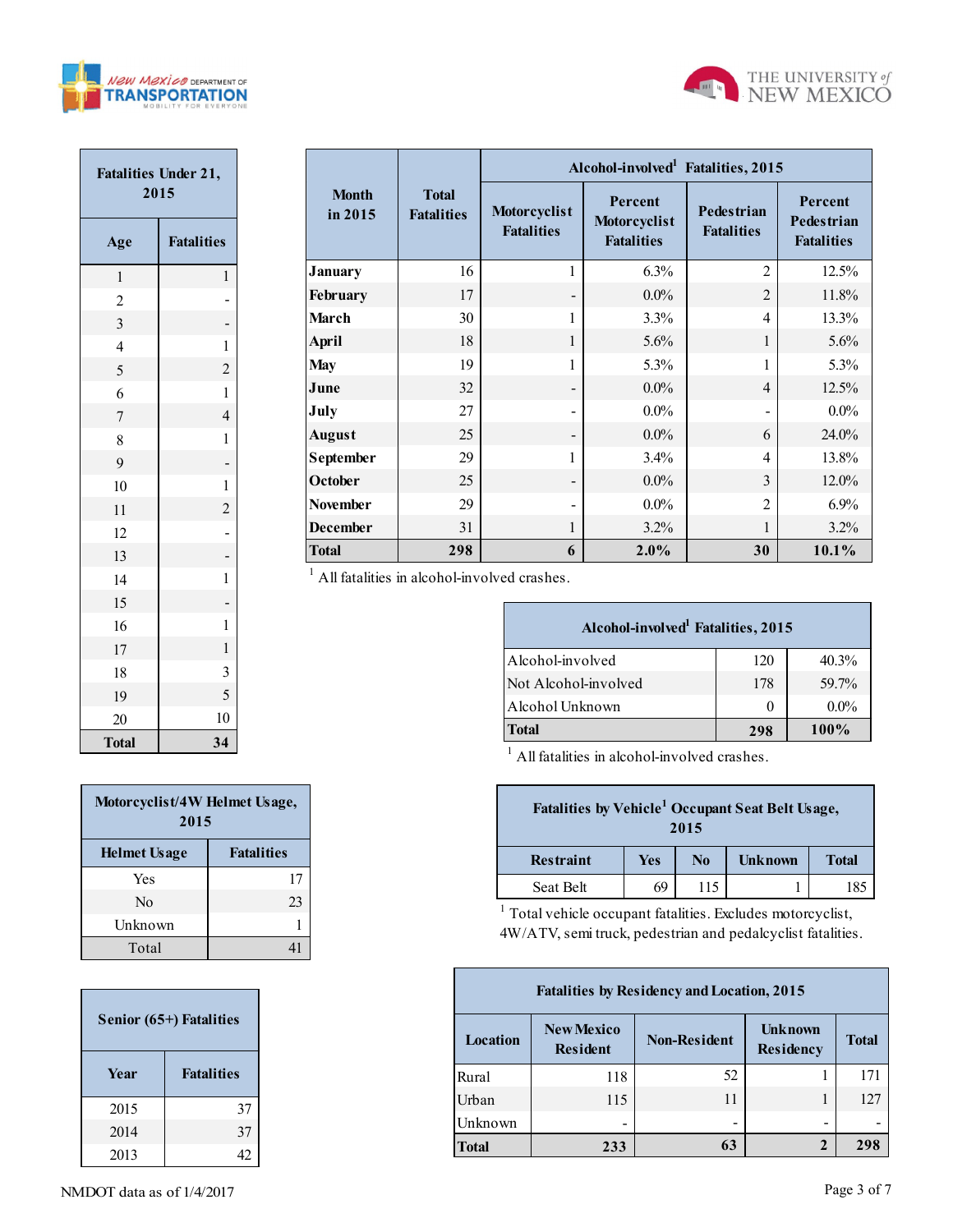| Fatalities Under 21, 2015 | |
|---|---|
| Age | Fatalities |
| 1 | 1 |
| 2 | - |
| 3 | - |
| 4 | 1 |
| 5 | 2 |
| 6 | 1 |
| 7 | 4 |
| 8 | 1 |
| 9 | - |
| 10 | 1 |
| 11 | 2 |
| 12 | - |
| 13 | - |
| 14 | 1 |
| 15 | - |
| 16 | 1 |
| 17 | 1 |
| 18 | 3 |
| 19 | 5 |
| 20 | 10 |
| **Total** | **34** |

| Month in 2015 | Total Fatalities | Alcohol-involved[1] Fatalities, 2015 | | | |
|---|---|---|---|---|---|
| | | Motorcyclist Fatalities | Percent Motorcyclist Fatalities | Pedestrian Fatalities | Percent Pedestrian Fatalities |
| **January** | 16 | 1 | 6.3% | 2 | 12.5% |
| **February** | 17 | - | 0.0% | 2 | 11.8% |
| **March** | 30 | 1 | 3.3% | 4 | 13.3% |
| **April** | 18 | 1 | 5.6% | 1 | 5.6% |
| **May** | 19 | 1 | 5.3% | 1 | 5.3% |
| **June** | 32 | - | 0.0% | 4 | 12.5% |
| **July** | 27 | - | 0.0% | - | 0.0% |
| **August** | 25 | - | 0.0% | 6 | 24.0% |
| **September** | 29 | 1 | 3.4% | 4 | 13.8% |
| **October** | 25 | - | 0.0% | 3 | 12.0% |
| **November** | 29 | - | 0.0% | 2 | 6.9% |
| **December** | 31 | 1 | 3.2% | 1 | 3.2% |
| **Total** | **298** | **6** | **2.0%** | **30** | **10.1%** |

[1] All fatalities in alcohol-involved crashes.

| Alcohol-involved[1] Fatalities, 2015 | | |
|---|---|---|
| Alcohol-involved | 120 | 40.3% |
| Not Alcohol-involved | 178 | 59.7% |
| Alcohol Unknown | 0 | 0.0% |
| **Total** | **298** | **100%** |

[1] All fatalities in alcohol-involved crashes.

| Motorcyclist/4W Helmet Usage, 2015 | |
|---|---|
| Helmet Usage | Fatalities |
| Yes | 17 |
| No | 23 |
| Unknown | 1 |
| Total | 41 |

| Fatalities by Vehicle[1] Occupant Seat Belt Usage, 2015 | | | | |
|---|---|---|---|---|
| Restraint | Yes | No | Unknown | Total |
| Seat Belt | 69 | 115 | 1 | 185 |

[1] Total vehicle occupant fatalities. Excludes motorcyclist, 4W/ATV, semi truck, pedestrian and pedalcyclist fatalities.

| Senior (65+) Fatalities | |
|---|---|
| Year | Fatalities |
| 2015 | 37 |
| 2014 | 37 |
| 2013 | 42 |

| Fatalities by Residency and Location, 2015 | | | | |
|---|---|---|---|---|
| Location | New Mexico Resident | Non-Resident | Unknown Residency | Total |
| Rural | 118 | 52 | 1 | 171 |
| Urban | 115 | 11 | 1 | 127 |
| Unknown | - | - | - | - |
| **Total** | **233** | **63** | **2** | **298** |

NMDOT data as of 1/4/2017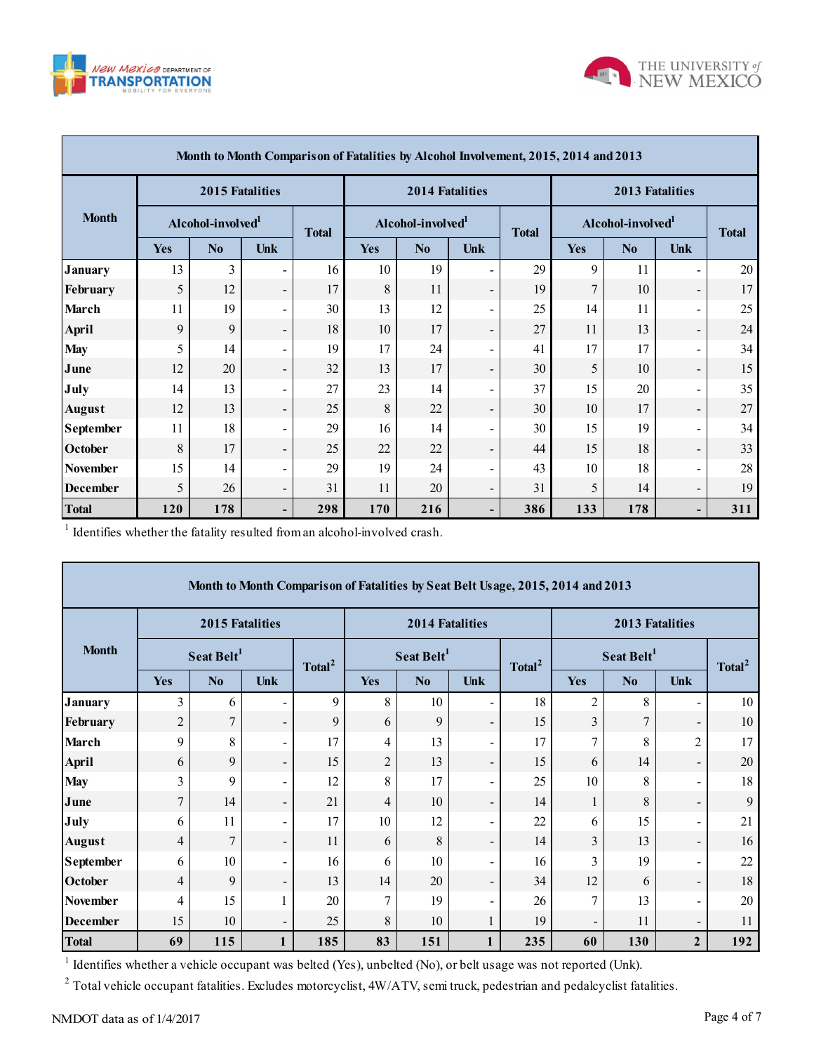| Month to Month Comparison of Fatalities by Alcohol Involvement, 2015, 2014 and 2013 | | | | | | | | | | | | |
|---|---|---|---|---|---|---|---|---|---|---|---|---|
| Month | 2015 Fatalities | | | | 2014 Fatalities | | | | 2013 Fatalities | | | |
| | Alcohol-involved[1] | | | Total | Alcohol-involved[1] | | | Total | Alcohol-involved[1] | | | Total |
| | Yes | No | Unk | | Yes | No | Unk | | Yes | No | Unk | |
| January | 13 | 3 | - | 16 | 10 | 19 | - | 29 | 9 | 11 | - | 20 |
| February | 5 | 12 | - | 17 | 8 | 11 | - | 19 | 7 | 10 | - | 17 |
| March | 11 | 19 | - | 30 | 13 | 12 | - | 25 | 14 | 11 | - | 25 |
| April | 9 | 9 | - | 18 | 10 | 17 | - | 27 | 11 | 13 | - | 24 |
| May | 5 | 14 | - | 19 | 17 | 24 | - | 41 | 17 | 17 | - | 34 |
| June | 12 | 20 | - | 32 | 13 | 17 | - | 30 | 5 | 10 | - | 15 |
| July | 14 | 13 | - | 27 | 23 | 14 | - | 37 | 15 | 20 | - | 35 |
| August | 12 | 13 | - | 25 | 8 | 22 | - | 30 | 10 | 17 | - | 27 |
| September | 11 | 18 | - | 29 | 16 | 14 | - | 30 | 15 | 19 | - | 34 |
| October | 8 | 17 | - | 25 | 22 | 22 | - | 44 | 15 | 18 | - | 33 |
| November | 15 | 14 | - | 29 | 19 | 24 | - | 43 | 10 | 18 | - | 28 |
| December | 5 | 26 | - | 31 | 11 | 20 | - | 31 | 5 | 14 | - | 19 |
| **Total** | **120** | **178** | **-** | **298** | **170** | **216** | **-** | **386** | **133** | **178** | **-** | **311** |

[1] Identifies whether the fatality resulted from an alcohol-involved crash.

| Month to Month Comparison of Fatalities by Seat Belt Usage, 2015, 2014 and 2013 | | | | | | | | | | | | |
|---|---|---|---|---|---|---|---|---|---|---|---|---|
| Month | 2015 Fatalities | | | | 2014 Fatalities | | | | 2013 Fatalities | | | |
| | Seat Belt[1] | | | Total[2] | Seat Belt[1] | | | Total[2] | Seat Belt[1] | | | Total[2] |
| | Yes | No | Unk | | Yes | No | Unk | | Yes | No | Unk | |
| January | 3 | 6 | - | 9 | 8 | 10 | - | 18 | 2 | 8 | - | 10 |
| February | 2 | 7 | - | 9 | 6 | 9 | - | 15 | 3 | 7 | - | 10 |
| March | 9 | 8 | - | 17 | 4 | 13 | - | 17 | 7 | 8 | 2 | 17 |
| April | 6 | 9 | - | 15 | 2 | 13 | - | 15 | 6 | 14 | - | 20 |
| May | 3 | 9 | - | 12 | 8 | 17 | - | 25 | 10 | 8 | - | 18 |
| June | 7 | 14 | - | 21 | 4 | 10 | - | 14 | 1 | 8 | - | 9 |
| July | 6 | 11 | - | 17 | 10 | 12 | - | 22 | 6 | 15 | - | 21 |
| August | 4 | 7 | - | 11 | 6 | 8 | - | 14 | 3 | 13 | - | 16 |
| September | 6 | 10 | - | 16 | 6 | 10 | - | 16 | 3 | 19 | - | 22 |
| October | 4 | 9 | - | 13 | 14 | 20 | - | 34 | 12 | 6 | - | 18 |
| November | 4 | 15 | 1 | 20 | 7 | 19 | - | 26 | 7 | 13 | - | 20 |
| December | 15 | 10 | - | 25 | 8 | 10 | 1 | 19 | - | 11 | - | 11 |
| **Total** | **69** | **115** | **1** | **185** | **83** | **151** | **1** | **235** | **60** | **130** | **2** | **192** |

[1] Identifies whether a vehicle occupant was belted (Yes), unbelted (No), or belt usage was not reported (Unk).

[2] Total vehicle occupant fatalities. Excludes motorcyclist, 4W/ATV, semi truck, pedestrian and pedalcyclist fatalities.

NMDOT data as of 1/4/2017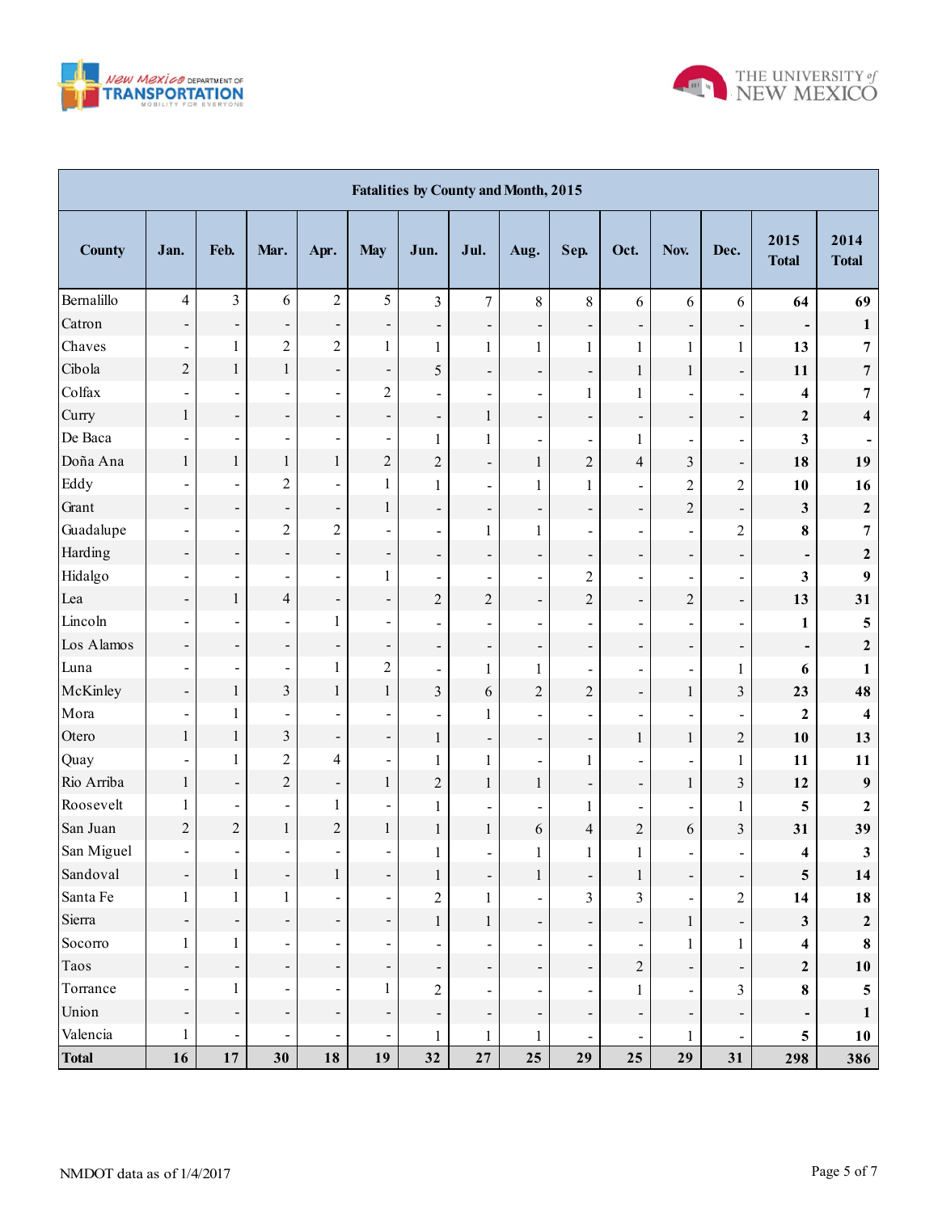| Fatalities by County and Month, 2015 | | | | | | | | | | | | | | |
|---|---|---|---|---|---|---|---|---|---|---|---|---|---|---|
| **County** | **Jan.** | **Feb.** | **Mar.** | **Apr.** | **May** | **Jun.** | **Jul.** | **Aug.** | **Sep.** | **Oct.** | **Nov.** | **Dec.** | **2015 Total** | **2014 Total** |
| Bernalillo | 4 | 3 | 6 | 2 | 5 | 3 | 7 | 8 | 8 | 6 | 6 | 6 | **64** | **69** |
| Catron | - | - | - | - | - | - | - | - | - | - | - | - | **-** | **1** |
| Chaves | - | 1 | 2 | 2 | 1 | 1 | 1 | 1 | 1 | 1 | 1 | 1 | **13** | **7** |
| Cibola | 2 | 1 | 1 | - | - | 5 | - | - | - | 1 | 1 | - | **11** | **7** |
| Colfax | - | - | - | - | 2 | - | - | - | 1 | 1 | - | - | **4** | **7** |
| Curry | 1 | - | - | - | - | - | 1 | - | - | - | - | - | **2** | **4** |
| De Baca | - | - | - | - | - | 1 | 1 | - | - | 1 | - | - | **3** | **-** |
| Doña Ana | 1 | 1 | 1 | 1 | 2 | 2 | - | 1 | 2 | 4 | 3 | - | **18** | **19** |
| Eddy | - | - | 2 | - | 1 | 1 | - | 1 | 1 | - | 2 | 2 | **10** | **16** |
| Grant | - | - | - | - | 1 | - | - | - | - | - | 2 | - | **3** | **2** |
| Guadalupe | - | - | 2 | 2 | - | - | 1 | 1 | - | - | - | 2 | **8** | **7** |
| Harding | - | - | - | - | - | - | - | - | - | - | - | - | **-** | **2** |
| Hidalgo | - | - | - | - | 1 | - | - | - | 2 | - | - | - | **3** | **9** |
| Lea | - | 1 | 4 | - | - | 2 | 2 | - | 2 | - | 2 | - | **13** | **31** |
| Lincoln | - | - | - | 1 | - | - | - | - | - | - | - | - | **1** | **5** |
| Los Alamos | - | - | - | - | - | - | - | - | - | - | - | - | **-** | **2** |
| Luna | - | - | - | 1 | 2 | - | 1 | 1 | - | - | - | 1 | **6** | **1** |
| McKinley | - | 1 | 3 | 1 | 1 | 3 | 6 | 2 | 2 | - | 1 | 3 | **23** | **48** |
| Mora | - | 1 | - | - | - | - | 1 | - | - | - | - | - | **2** | **4** |
| Otero | 1 | 1 | 3 | - | - | 1 | - | - | - | 1 | 1 | 2 | **10** | **13** |
| Quay | - | 1 | 2 | 4 | - | 1 | 1 | - | 1 | - | - | 1 | **11** | **11** |
| Rio Arriba | 1 | - | 2 | - | 1 | 2 | 1 | 1 | - | - | 1 | 3 | **12** | **9** |
| Roosevelt | 1 | - | - | 1 | - | 1 | - | - | 1 | - | - | 1 | **5** | **2** |
| San Juan | 2 | 2 | 1 | 2 | 1 | 1 | 1 | 6 | 4 | 2 | 6 | 3 | **31** | **39** |
| San Miguel | - | - | - | - | - | 1 | - | 1 | 1 | 1 | - | - | **4** | **3** |
| Sandoval | - | 1 | - | 1 | - | 1 | - | 1 | - | 1 | - | - | **5** | **14** |
| Santa Fe | 1 | 1 | 1 | - | - | 2 | 1 | - | 3 | 3 | - | 2 | **14** | **18** |
| Sierra | - | - | - | - | - | 1 | 1 | - | - | - | 1 | - | **3** | **2** |
| Socorro | 1 | 1 | - | - | - | - | - | - | - | - | 1 | 1 | **4** | **8** |
| Taos | - | - | - | - | - | - | - | - | - | 2 | - | - | **2** | **10** |
| Torrance | - | 1 | - | - | 1 | 2 | - | - | - | 1 | - | 3 | **8** | **5** |
| Union | - | - | - | - | - | - | - | - | - | - | - | - | **-** | **1** |
| Valencia | 1 | - | - | - | - | 1 | 1 | 1 | - | - | 1 | - | **5** | **10** |
| **Total** | **16** | **17** | **30** | **18** | **19** | **32** | **27** | **25** | **29** | **25** | **29** | **31** | **298** | **386** |

NMDOT data as of 1/4/2017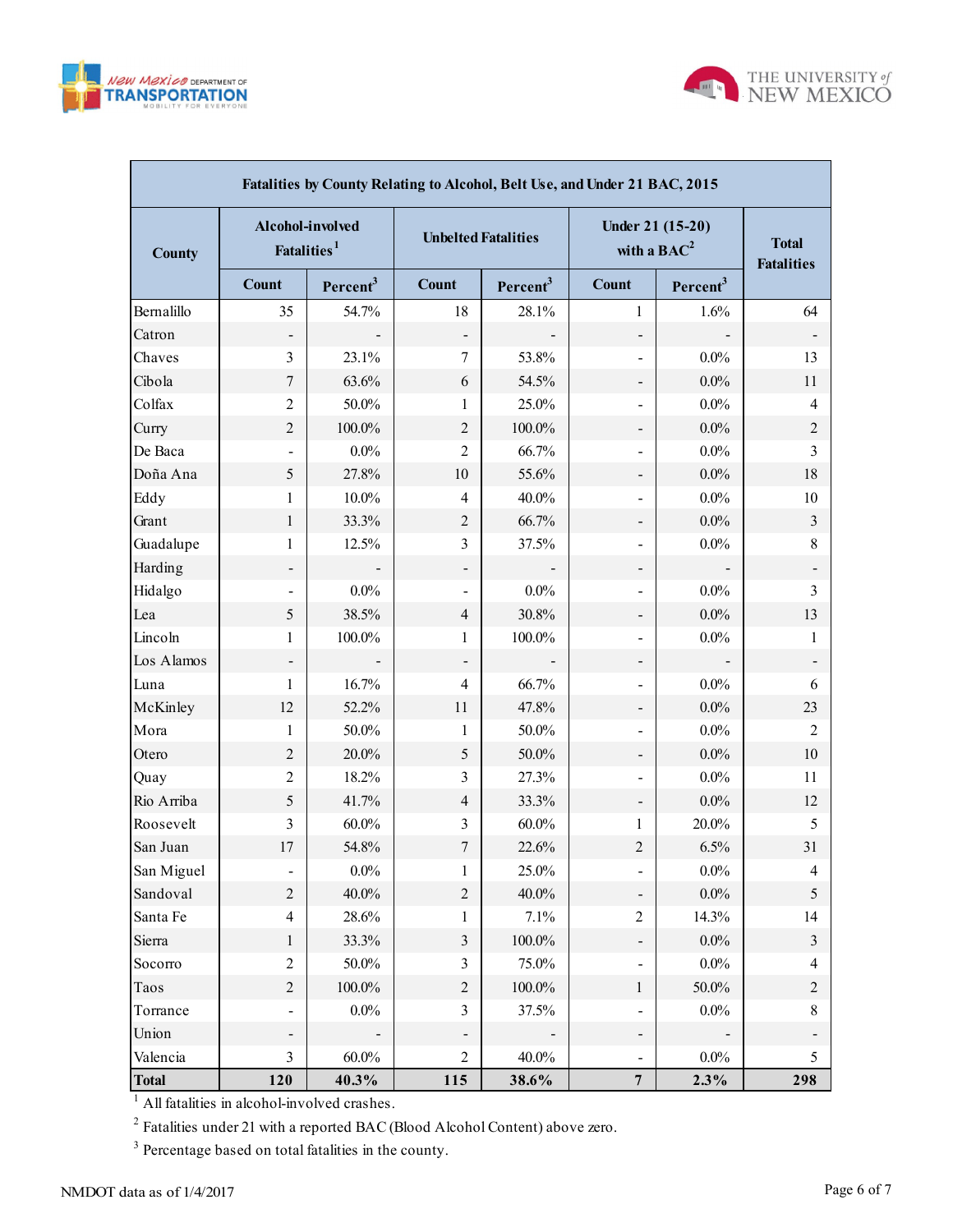| Fatalities by County Relating to Alcohol, Belt Use, and Under 21 BAC, 2015 | | | | | | | |
|---|---|---|---|---|---|---|---|
| County | Alcohol-involved Fatalities[1] | | Unbelted Fatalities | | Under 21 (15-20) with a BAC[2] | | Total Fatalities |
| | Count | Percent[3] | Count | Percent[3] | Count | Percent[3] | |
| Bernalillo | 35 | 54.7% | 18 | 28.1% | 1 | 1.6% | 64 |
| Catron | - | - | - | - | - | - | - |
| Chaves | 3 | 23.1% | 7 | 53.8% | - | 0.0% | 13 |
| Cibola | 7 | 63.6% | 6 | 54.5% | - | 0.0% | 11 |
| Colfax | 2 | 50.0% | 1 | 25.0% | - | 0.0% | 4 |
| Curry | 2 | 100.0% | 2 | 100.0% | - | 0.0% | 2 |
| De Baca | - | 0.0% | 2 | 66.7% | - | 0.0% | 3 |
| Doña Ana | 5 | 27.8% | 10 | 55.6% | - | 0.0% | 18 |
| Eddy | 1 | 10.0% | 4 | 40.0% | - | 0.0% | 10 |
| Grant | 1 | 33.3% | 2 | 66.7% | - | 0.0% | 3 |
| Guadalupe | 1 | 12.5% | 3 | 37.5% | - | 0.0% | 8 |
| Harding | - | - | - | - | - | - | - |
| Hidalgo | - | 0.0% | - | 0.0% | - | 0.0% | 3 |
| Lea | 5 | 38.5% | 4 | 30.8% | - | 0.0% | 13 |
| Lincoln | 1 | 100.0% | 1 | 100.0% | - | 0.0% | 1 |
| Los Alamos | - | - | - | - | - | - | - |
| Luna | 1 | 16.7% | 4 | 66.7% | - | 0.0% | 6 |
| McKinley | 12 | 52.2% | 11 | 47.8% | - | 0.0% | 23 |
| Mora | 1 | 50.0% | 1 | 50.0% | - | 0.0% | 2 |
| Otero | 2 | 20.0% | 5 | 50.0% | - | 0.0% | 10 |
| Quay | 2 | 18.2% | 3 | 27.3% | - | 0.0% | 11 |
| Rio Arriba | 5 | 41.7% | 4 | 33.3% | - | 0.0% | 12 |
| Roosevelt | 3 | 60.0% | 3 | 60.0% | 1 | 20.0% | 5 |
| San Juan | 17 | 54.8% | 7 | 22.6% | 2 | 6.5% | 31 |
| San Miguel | - | 0.0% | 1 | 25.0% | - | 0.0% | 4 |
| Sandoval | 2 | 40.0% | 2 | 40.0% | - | 0.0% | 5 |
| Santa Fe | 4 | 28.6% | 1 | 7.1% | 2 | 14.3% | 14 |
| Sierra | 1 | 33.3% | 3 | 100.0% | - | 0.0% | 3 |
| Socorro | 2 | 50.0% | 3 | 75.0% | - | 0.0% | 4 |
| Taos | 2 | 100.0% | 2 | 100.0% | 1 | 50.0% | 2 |
| Torrance | - | 0.0% | 3 | 37.5% | - | 0.0% | 8 |
| Union | - | - | - | - | - | - | - |
| Valencia | 3 | 60.0% | 2 | 40.0% | - | 0.0% | 5 |
| **Total** | **120** | **40.3%** | **115** | **38.6%** | **7** | **2.3%** | **298** |

[1] All fatalities in alcohol-involved crashes.

[2] Fatalities under 21 with a reported BAC (Blood Alcohol Content) above zero.

[3] Percentage based on total fatalities in the county.

NMDOT data as of 1/4/2017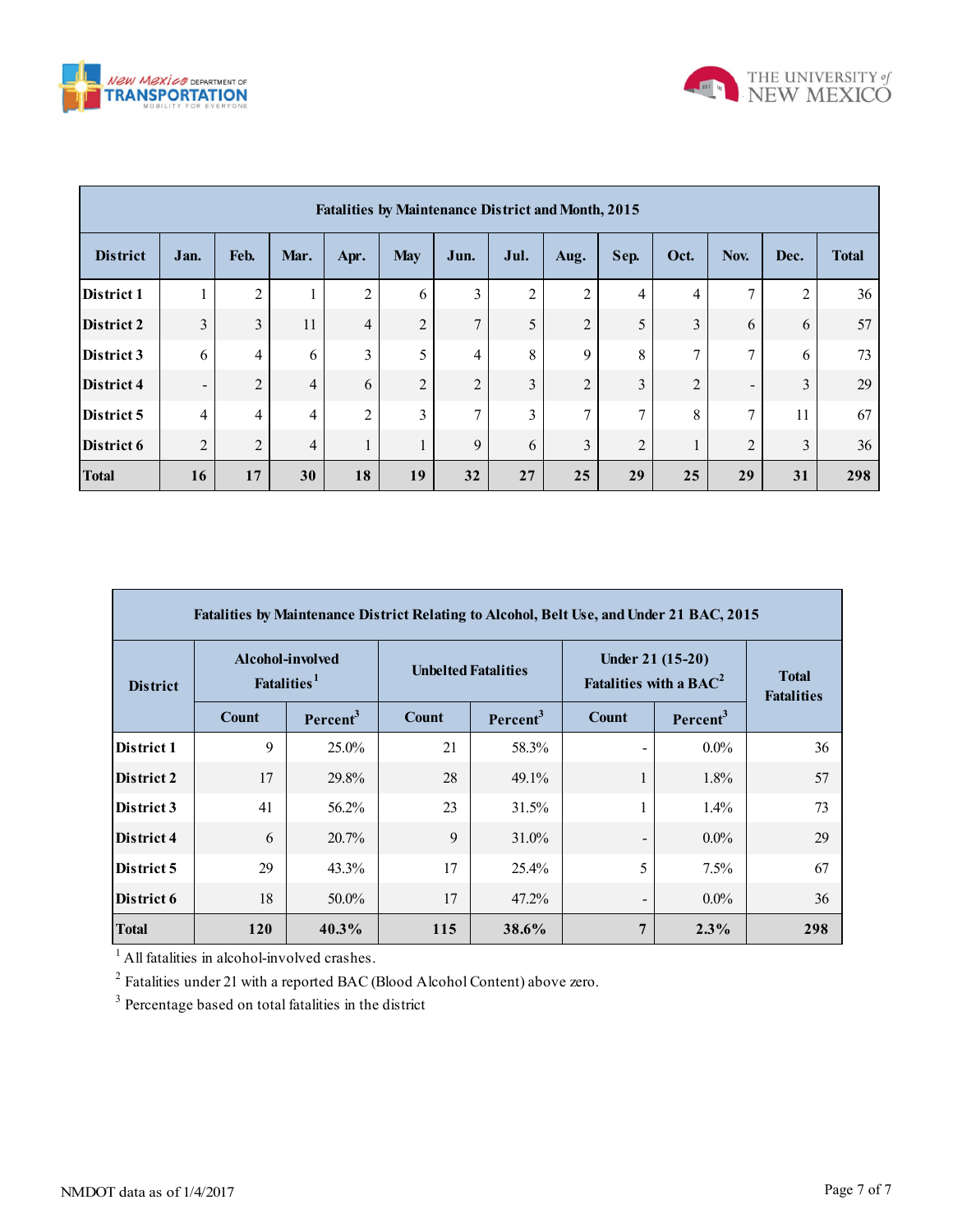| Fatalities by Maintenance District and Month, 2015 | | | | | | | | | | | | | |
|---|---|---|---|---|---|---|---|---|---|---|---|---|---|
| **District** | **Jan.** | **Feb.** | **Mar.** | **Apr.** | **May** | **Jun.** | **Jul.** | **Aug.** | **Sep.** | **Oct.** | **Nov.** | **Dec.** | **Total** |
| **District 1** | 1 | 2 | 1 | 2 | 6 | 3 | 2 | 2 | 4 | 4 | 7 | 2 | 36 |
| **District 2** | 3 | 3 | 11 | 4 | 2 | 7 | 5 | 2 | 5 | 3 | 6 | 6 | 57 |
| **District 3** | 6 | 4 | 6 | 3 | 5 | 4 | 8 | 9 | 8 | 7 | 7 | 6 | 73 |
| **District 4** | - | 2 | 4 | 6 | 2 | 2 | 3 | 2 | 3 | 2 | - | 3 | 29 |
| **District 5** | 4 | 4 | 4 | 2 | 3 | 7 | 3 | 7 | 7 | 8 | 7 | 11 | 67 |
| **District 6** | 2 | 2 | 4 | 1 | 1 | 9 | 6 | 3 | 2 | 1 | 2 | 3 | 36 |
| **Total** | **16** | **17** | **30** | **18** | **19** | **32** | **27** | **25** | **29** | **25** | **29** | **31** | **298** |

| Fatalities by Maintenance District Relating to Alcohol, Belt Use, and Under 21 BAC, 2015 | | | | | | | |
|---|---|---|---|---|---|---|---|
| **District** | **Alcohol-involved Fatalities[1]** | | **Unbelted Fatalities** | | **Under 21 (15-20) Fatalities with a BAC[2]** | | **Total Fatalities** |
| | **Count** | **Percent[3]** | **Count** | **Percent[3]** | **Count** | **Percent[3]** | |
| **District 1** | 9 | 25.0% | 21 | 58.3% | - | 0.0% | 36 |
| **District 2** | 17 | 29.8% | 28 | 49.1% | 1 | 1.8% | 57 |
| **District 3** | 41 | 56.2% | 23 | 31.5% | 1 | 1.4% | 73 |
| **District 4** | 6 | 20.7% | 9 | 31.0% | - | 0.0% | 29 |
| **District 5** | 29 | 43.3% | 17 | 25.4% | 5 | 7.5% | 67 |
| **District 6** | 18 | 50.0% | 17 | 47.2% | - | 0.0% | 36 |
| **Total** | **120** | **40.3%** | **115** | **38.6%** | **7** | **2.3%** | **298** |

[1] All fatalities in alcohol-involved crashes.

[2] Fatalities under 21 with a reported BAC (Blood Alcohol Content) above zero.

[3] Percentage based on total fatalities in the district

NMDOT data as of 1/4/2017